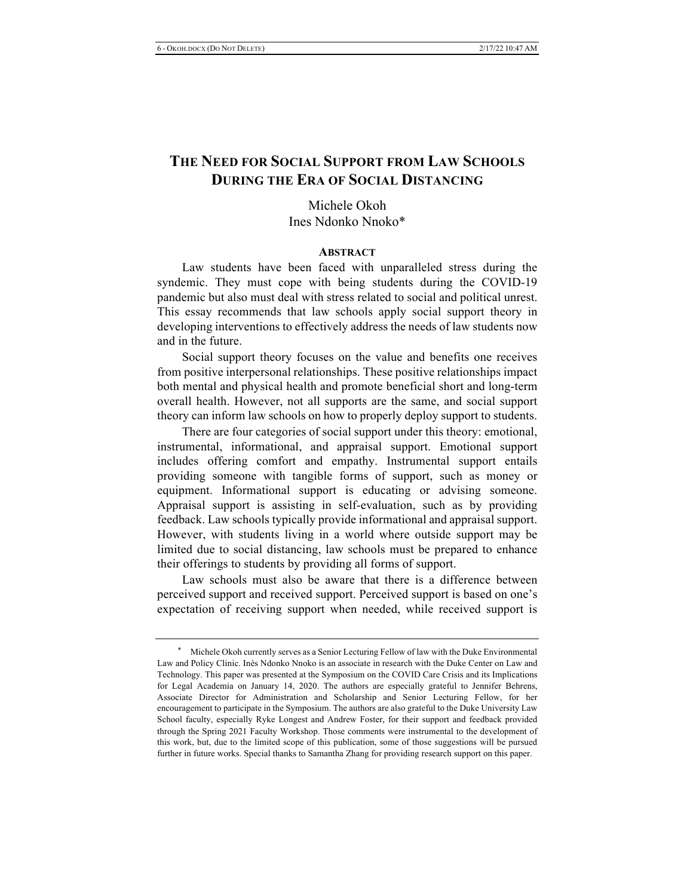# THE NEED FOR SOCIAL SUPPORT FROM LAW SCHOOLS DURING THE ERA OF SOCIAL DISTANCING

Michele Okoh
Ines Ndonko Nnoko*

## ABSTRACT

Law students have been faced with unparalleled stress during the syndemic. They must cope with being students during the COVID-19 pandemic but also must deal with stress related to social and political unrest. This essay recommends that law schools apply social support theory in developing interventions to effectively address the needs of law students now and in the future.

Social support theory focuses on the value and benefits one receives from positive interpersonal relationships. These positive relationships impact both mental and physical health and promote beneficial short and long-term overall health. However, not all supports are the same, and social support theory can inform law schools on how to properly deploy support to students.

There are four categories of social support under this theory: emotional, instrumental, informational, and appraisal support. Emotional support includes offering comfort and empathy. Instrumental support entails providing someone with tangible forms of support, such as money or equipment. Informational support is educating or advising someone. Appraisal support is assisting in self-evaluation, such as by providing feedback. Law schools typically provide informational and appraisal support. However, with students living in a world where outside support may be limited due to social distancing, law schools must be prepared to enhance their offerings to students by providing all forms of support.

Law schools must also be aware that there is a difference between perceived support and received support. Perceived support is based on one's expectation of receiving support when needed, while received support is

---

\* Michele Okoh currently serves as a Senior Lecturing Fellow of law with the Duke Environmental Law and Policy Clinic. Inès Ndonko Nnoko is an associate in research with the Duke Center on Law and Technology. This paper was presented at the Symposium on the COVID Care Crisis and its Implications for Legal Academia on January 14, 2020. The authors are especially grateful to Jennifer Behrens, Associate Director for Administration and Scholarship and Senior Lecturing Fellow, for her encouragement to participate in the Symposium. The authors are also grateful to the Duke University Law School faculty, especially Ryke Longest and Andrew Foster, for their support and feedback provided through the Spring 2021 Faculty Workshop. Those comments were instrumental to the development of this work, but, due to the limited scope of this publication, some of those suggestions will be pursued further in future works. Special thanks to Samantha Zhang for providing research support on this paper.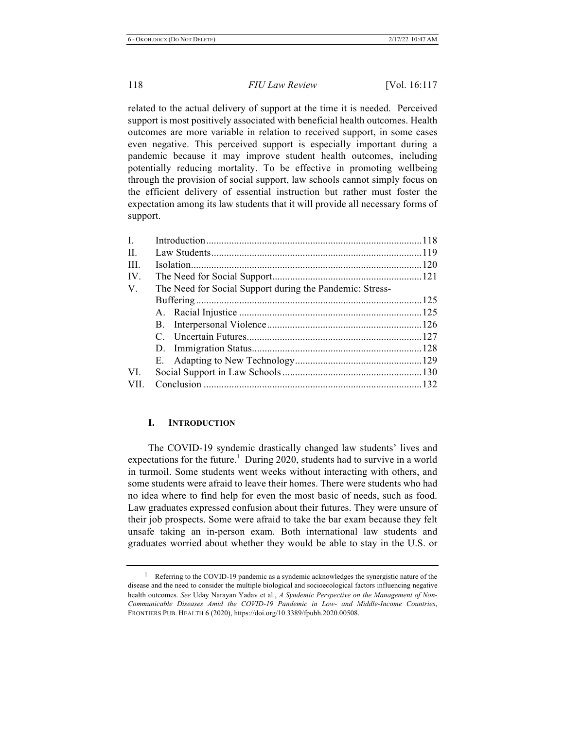related to the actual delivery of support at the time it is needed. Perceived support is most positively associated with beneficial health outcomes. Health outcomes are more variable in relation to received support, in some cases even negative. This perceived support is especially important during a pandemic because it may improve student health outcomes, including potentially reducing mortality. To be effective in promoting wellbeing through the provision of social support, law schools cannot simply focus on the efficient delivery of essential instruction but rather must foster the expectation among its law students that it will provide all necessary forms of support.

| | | |
|---|---|---|
| I. | Introduction | 118 |
| II. | Law Students | 119 |
| III. | Isolation | 120 |
| IV. | The Need for Social Support | 121 |
| V. | The Need for Social Support during the Pandemic: Stress-Buffering | 125 |
| | A. Racial Injustice | 125 |
| | B. Interpersonal Violence | 126 |
| | C. Uncertain Futures | 127 |
| | D. Immigration Status | 128 |
| | E. Adapting to New Technology | 129 |
| VI. | Social Support in Law Schools | 130 |
| VII. | Conclusion | 132 |

## I. Introduction

The COVID-19 syndemic drastically changed law students' lives and expectations for the future.[1] During 2020, students had to survive in a world in turmoil. Some students went weeks without interacting with others, and some students were afraid to leave their homes. There were students who had no idea where to find help for even the most basic of needs, such as food. Law graduates expressed confusion about their futures. They were unsure of their job prospects. Some were afraid to take the bar exam because they felt unsafe taking an in-person exam. Both international law students and graduates worried about whether they would be able to stay in the U.S. or

---

[1] Referring to the COVID-19 pandemic as a syndemic acknowledges the synergistic nature of the disease and the need to consider the multiple biological and socioecological factors influencing negative health outcomes. *See* Uday Narayan Yadav et al., *A Syndemic Perspective on the Management of Non-Communicable Diseases Amid the COVID-19 Pandemic in Low- and Middle-Income Countries*, FRONTIERS PUB. HEALTH 6 (2020), https://doi.org/10.3389/fpubh.2020.00508.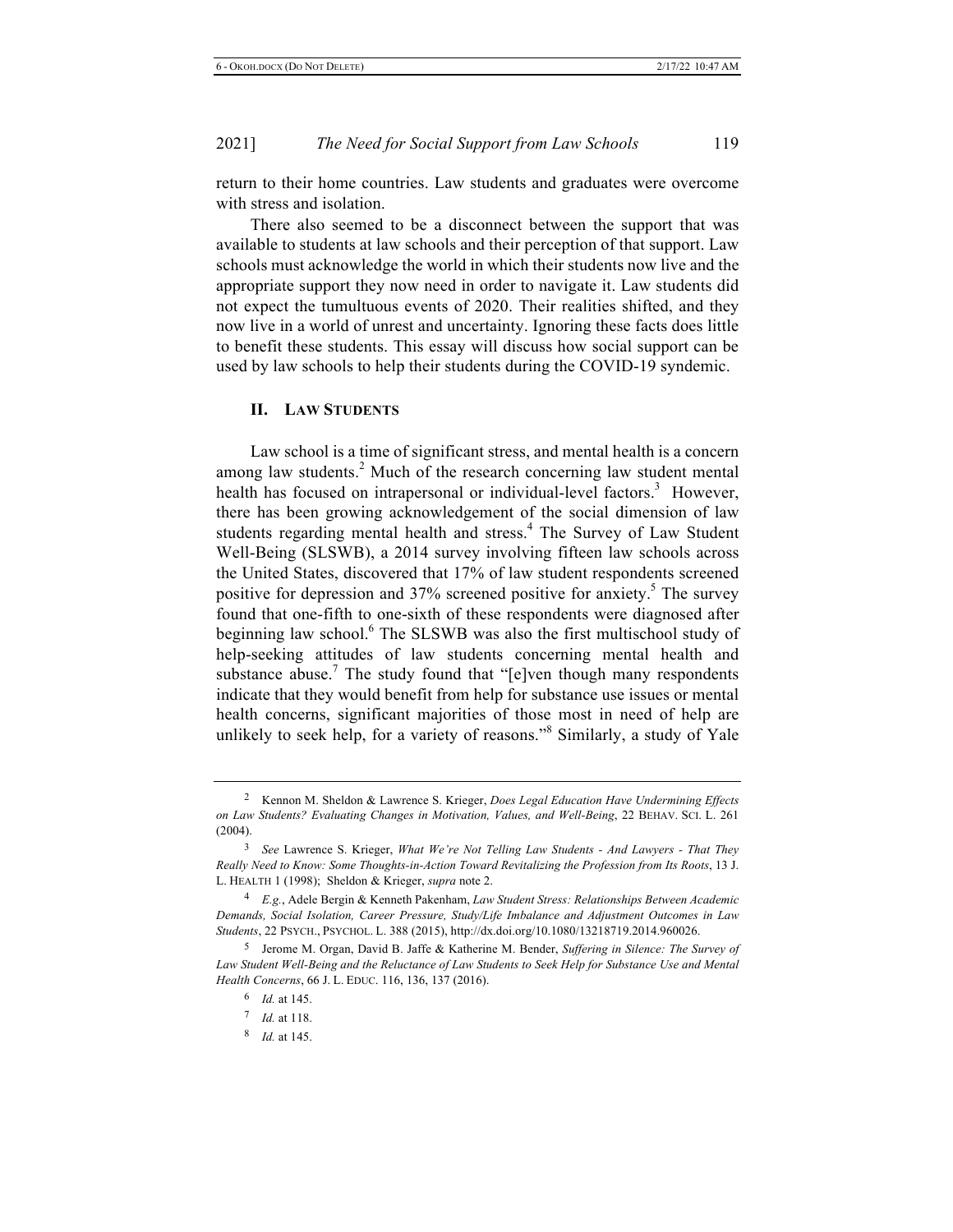return to their home countries. Law students and graduates were overcome with stress and isolation.

There also seemed to be a disconnect between the support that was available to students at law schools and their perception of that support. Law schools must acknowledge the world in which their students now live and the appropriate support they now need in order to navigate it. Law students did not expect the tumultuous events of 2020. Their realities shifted, and they now live in a world of unrest and uncertainty. Ignoring these facts does little to benefit these students. This essay will discuss how social support can be used by law schools to help their students during the COVID-19 syndemic.

## II. LAW STUDENTS

Law school is a time of significant stress, and mental health is a concern among law students.[2] Much of the research concerning law student mental health has focused on intrapersonal or individual-level factors.[3] However, there has been growing acknowledgement of the social dimension of law students regarding mental health and stress.[4] The Survey of Law Student Well-Being (SLSWB), a 2014 survey involving fifteen law schools across the United States, discovered that 17% of law student respondents screened positive for depression and 37% screened positive for anxiety.[5] The survey found that one-fifth to one-sixth of these respondents were diagnosed after beginning law school.[6] The SLSWB was also the first multischool study of help-seeking attitudes of law students concerning mental health and substance abuse.[7] The study found that "[e]ven though many respondents indicate that they would benefit from help for substance use issues or mental health concerns, significant majorities of those most in need of help are unlikely to seek help, for a variety of reasons."[8] Similarly, a study of Yale

---

[2] Kennon M. Sheldon & Lawrence S. Krieger, *Does Legal Education Have Undermining Effects on Law Students? Evaluating Changes in Motivation, Values, and Well-Being*, 22 BEHAV. SCI. L. 261 (2004).

[3] *See* Lawrence S. Krieger, *What We're Not Telling Law Students - And Lawyers - That They Really Need to Know: Some Thoughts-in-Action Toward Revitalizing the Profession from Its Roots*, 13 J. L. HEALTH 1 (1998); Sheldon & Krieger, *supra* note 2.

[4] *E.g.*, Adele Bergin & Kenneth Pakenham, *Law Student Stress: Relationships Between Academic Demands, Social Isolation, Career Pressure, Study/Life Imbalance and Adjustment Outcomes in Law Students*, 22 PSYCH., PSYCHOL. L. 388 (2015), http://dx.doi.org/10.1080/13218719.2014.960026.

[5] Jerome M. Organ, David B. Jaffe & Katherine M. Bender, *Suffering in Silence: The Survey of Law Student Well-Being and the Reluctance of Law Students to Seek Help for Substance Use and Mental Health Concerns*, 66 J. L. EDUC. 116, 136, 137 (2016).

[6] *Id.* at 145.

[7] *Id.* at 118.

[8] *Id.* at 145.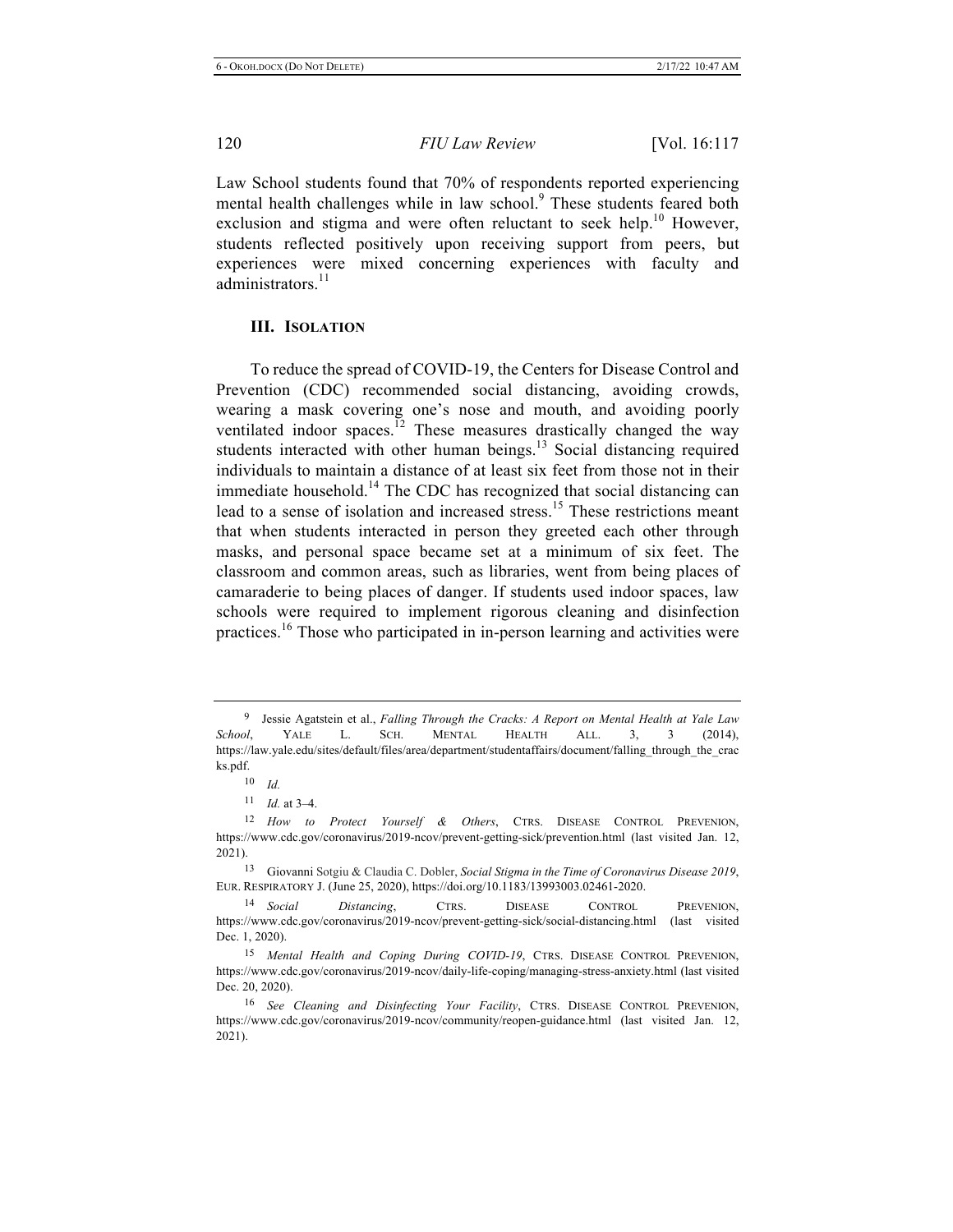Law School students found that 70% of respondents reported experiencing mental health challenges while in law school.[9] These students feared both exclusion and stigma and were often reluctant to seek help.[10] However, students reflected positively upon receiving support from peers, but experiences were mixed concerning experiences with faculty and administrators.[11]

## III. ISOLATION

To reduce the spread of COVID-19, the Centers for Disease Control and Prevention (CDC) recommended social distancing, avoiding crowds, wearing a mask covering one's nose and mouth, and avoiding poorly ventilated indoor spaces.[12] These measures drastically changed the way students interacted with other human beings.[13] Social distancing required individuals to maintain a distance of at least six feet from those not in their immediate household.[14] The CDC has recognized that social distancing can lead to a sense of isolation and increased stress.[15] These restrictions meant that when students interacted in person they greeted each other through masks, and personal space became set at a minimum of six feet. The classroom and common areas, such as libraries, went from being places of camaraderie to being places of danger. If students used indoor spaces, law schools were required to implement rigorous cleaning and disinfection practices.[16] Those who participated in in-person learning and activities were

---

[9] Jessie Agatstein et al., *Falling Through the Cracks: A Report on Mental Health at Yale Law School*, YALE L. SCH. MENTAL HEALTH ALL. 3, 3 (2014), https://law.yale.edu/sites/default/files/area/department/studentaffairs/document/falling_through_the_cracks.pdf.

[10] *Id.*

[11] *Id.* at 3–4.

[12] *How to Protect Yourself & Others*, CTRS. DISEASE CONTROL PREVENION, https://www.cdc.gov/coronavirus/2019-ncov/prevent-getting-sick/prevention.html (last visited Jan. 12, 2021).

[13] Giovanni Sotgiu & Claudia C. Dobler, *Social Stigma in the Time of Coronavirus Disease 2019*, EUR. RESPIRATORY J. (June 25, 2020), https://doi.org/10.1183/13993003.02461-2020.

[14] *Social Distancing*, CTRS. DISEASE CONTROL PREVENION, https://www.cdc.gov/coronavirus/2019-ncov/prevent-getting-sick/social-distancing.html (last visited Dec. 1, 2020).

[15] *Mental Health and Coping During COVID-19*, CTRS. DISEASE CONTROL PREVENION, https://www.cdc.gov/coronavirus/2019-ncov/daily-life-coping/managing-stress-anxiety.html (last visited Dec. 20, 2020).

[16] *See Cleaning and Disinfecting Your Facility*, CTRS. DISEASE CONTROL PREVENION, https://www.cdc.gov/coronavirus/2019-ncov/community/reopen-guidance.html (last visited Jan. 12, 2021).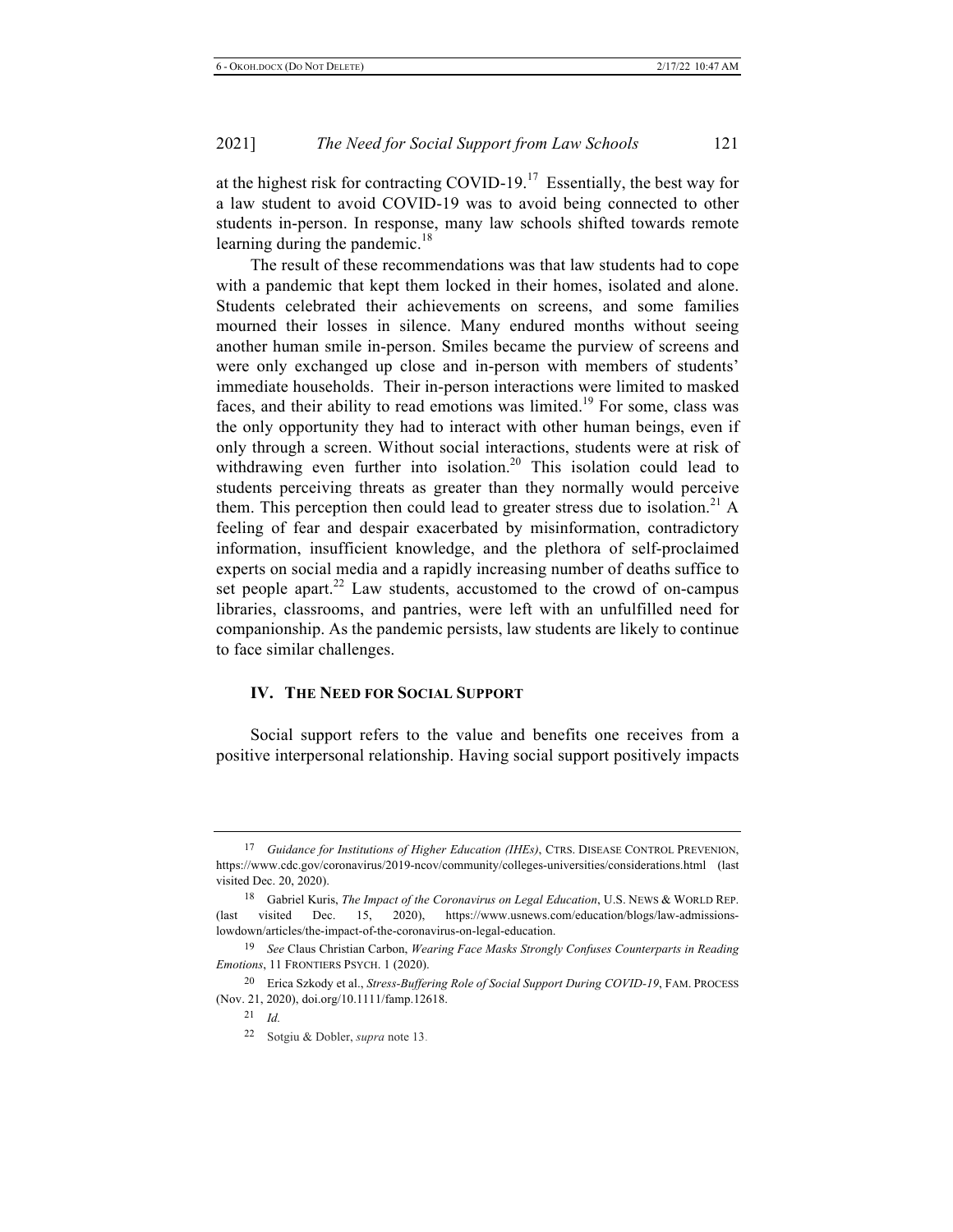at the highest risk for contracting COVID-19.[17] Essentially, the best way for a law student to avoid COVID-19 was to avoid being connected to other students in-person. In response, many law schools shifted towards remote learning during the pandemic.[18]

The result of these recommendations was that law students had to cope with a pandemic that kept them locked in their homes, isolated and alone. Students celebrated their achievements on screens, and some families mourned their losses in silence. Many endured months without seeing another human smile in-person. Smiles became the purview of screens and were only exchanged up close and in-person with members of students' immediate households. Their in-person interactions were limited to masked faces, and their ability to read emotions was limited.[19] For some, class was the only opportunity they had to interact with other human beings, even if only through a screen. Without social interactions, students were at risk of withdrawing even further into isolation.[20] This isolation could lead to students perceiving threats as greater than they normally would perceive them. This perception then could lead to greater stress due to isolation.[21] A feeling of fear and despair exacerbated by misinformation, contradictory information, insufficient knowledge, and the plethora of self-proclaimed experts on social media and a rapidly increasing number of deaths suffice to set people apart.[22] Law students, accustomed to the crowd of on-campus libraries, classrooms, and pantries, were left with an unfulfilled need for companionship. As the pandemic persists, law students are likely to continue to face similar challenges.

## IV. The Need for Social Support

Social support refers to the value and benefits one receives from a positive interpersonal relationship. Having social support positively impacts

---

17 *Guidance for Institutions of Higher Education (IHEs)*, CTRS. DISEASE CONTROL PREVENION, https://www.cdc.gov/coronavirus/2019-ncov/community/colleges-universities/considerations.html (last visited Dec. 20, 2020).

18 Gabriel Kuris, *The Impact of the Coronavirus on Legal Education*, U.S. NEWS & WORLD REP. (last visited Dec. 15, 2020), https://www.usnews.com/education/blogs/law-admissions-lowdown/articles/the-impact-of-the-coronavirus-on-legal-education.

19 *See* Claus Christian Carbon, *Wearing Face Masks Strongly Confuses Counterparts in Reading Emotions*, 11 FRONTIERS PSYCH. 1 (2020).

20 Erica Szkody et al., *Stress-Buffering Role of Social Support During COVID-19*, FAM. PROCESS (Nov. 21, 2020), doi.org/10.1111/famp.12618.

21 *Id.*

22 Sotgiu & Dobler, *supra* note 13.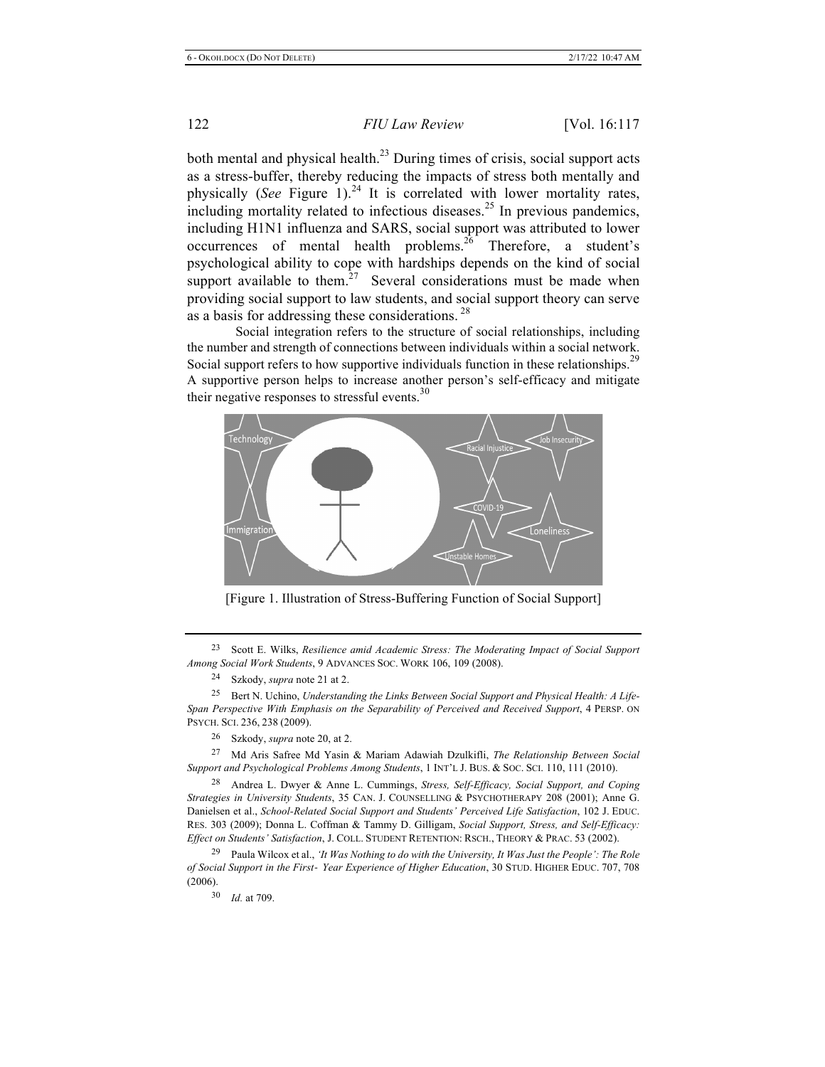both mental and physical health.[23] During times of crisis, social support acts as a stress-buffer, thereby reducing the impacts of stress both mentally and physically (*See* Figure 1).[24] It is correlated with lower mortality rates, including mortality related to infectious diseases.[25] In previous pandemics, including H1N1 influenza and SARS, social support was attributed to lower occurrences of mental health problems.[26] Therefore, a student's psychological ability to cope with hardships depends on the kind of social support available to them.[27] Several considerations must be made when providing social support to law students, and social support theory can serve as a basis for addressing these considerations.[28]

Social integration refers to the structure of social relationships, including the number and strength of connections between individuals within a social network. Social support refers to how supportive individuals function in these relationships.[29] A supportive person helps to increase another person's self-efficacy and mitigate their negative responses to stressful events.[30]

[Figure 1. Illustration of Stress-Buffering Function of Social Support]

---

23 Scott E. Wilks, *Resilience amid Academic Stress: The Moderating Impact of Social Support Among Social Work Students*, 9 ADVANCES SOC. WORK 106, 109 (2008).

24 Szkody, *supra* note 21 at 2.

25 Bert N. Uchino, *Understanding the Links Between Social Support and Physical Health: A Life-Span Perspective With Emphasis on the Separability of Perceived and Received Support*, 4 PERSP. ON PSYCH. SCI. 236, 238 (2009).

26 Szkody, *supra* note 20, at 2.

27 Md Aris Safree Md Yasin & Mariam Adawiah Dzulkifli, *The Relationship Between Social Support and Psychological Problems Among Students*, 1 INT'L J. BUS. & SOC. SCI. 110, 111 (2010).

28 Andrea L. Dwyer & Anne L. Cummings, *Stress, Self-Efficacy, Social Support, and Coping Strategies in University Students*, 35 CAN. J. COUNSELLING & PSYCHOTHERAPY 208 (2001); Anne G. Danielsen et al., *School-Related Social Support and Students' Perceived Life Satisfaction*, 102 J. EDUC. RES. 303 (2009); Donna L. Coffman & Tammy D. Gilligam, *Social Support, Stress, and Self-Efficacy: Effect on Students' Satisfaction*, J. COLL. STUDENT RETENTION: RSCH., THEORY & PRAC. 53 (2002).

29 Paula Wilcox et al., *'It Was Nothing to do with the University, It Was Just the People': The Role of Social Support in the First- Year Experience of Higher Education*, 30 STUD. HIGHER EDUC. 707, 708 (2006).

30 *Id.* at 709.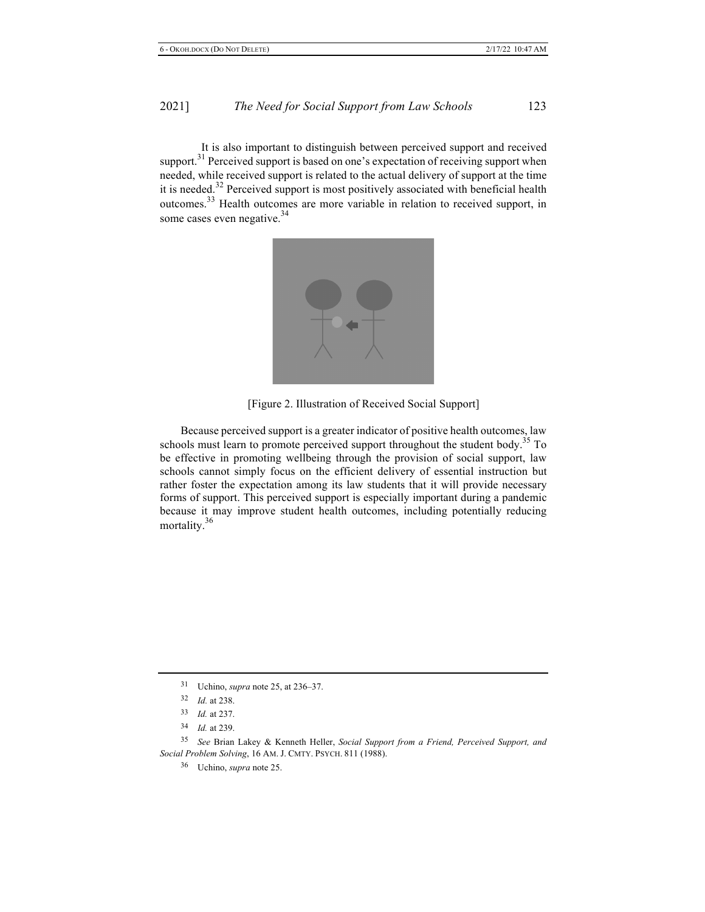It is also important to distinguish between perceived support and received support.[31] Perceived support is based on one's expectation of receiving support when needed, while received support is related to the actual delivery of support at the time it is needed.[32] Perceived support is most positively associated with beneficial health outcomes.[33] Health outcomes are more variable in relation to received support, in some cases even negative.[34]

[Figure 2. Illustration of Received Social Support]

Because perceived support is a greater indicator of positive health outcomes, law schools must learn to promote perceived support throughout the student body.[35] To be effective in promoting wellbeing through the provision of social support, law schools cannot simply focus on the efficient delivery of essential instruction but rather foster the expectation among its law students that it will provide necessary forms of support. This perceived support is especially important during a pandemic because it may improve student health outcomes, including potentially reducing mortality.[36]

---

[31] Uchino, *supra* note 25, at 236–37.

[32] *Id.* at 238.

[33] *Id.* at 237.

[34] *Id.* at 239.

[35] *See* Brian Lakey & Kenneth Heller, *Social Support from a Friend, Perceived Support, and Social Problem Solving*, 16 AM. J. CMTY. PSYCH. 811 (1988).

[36] Uchino, *supra* note 25.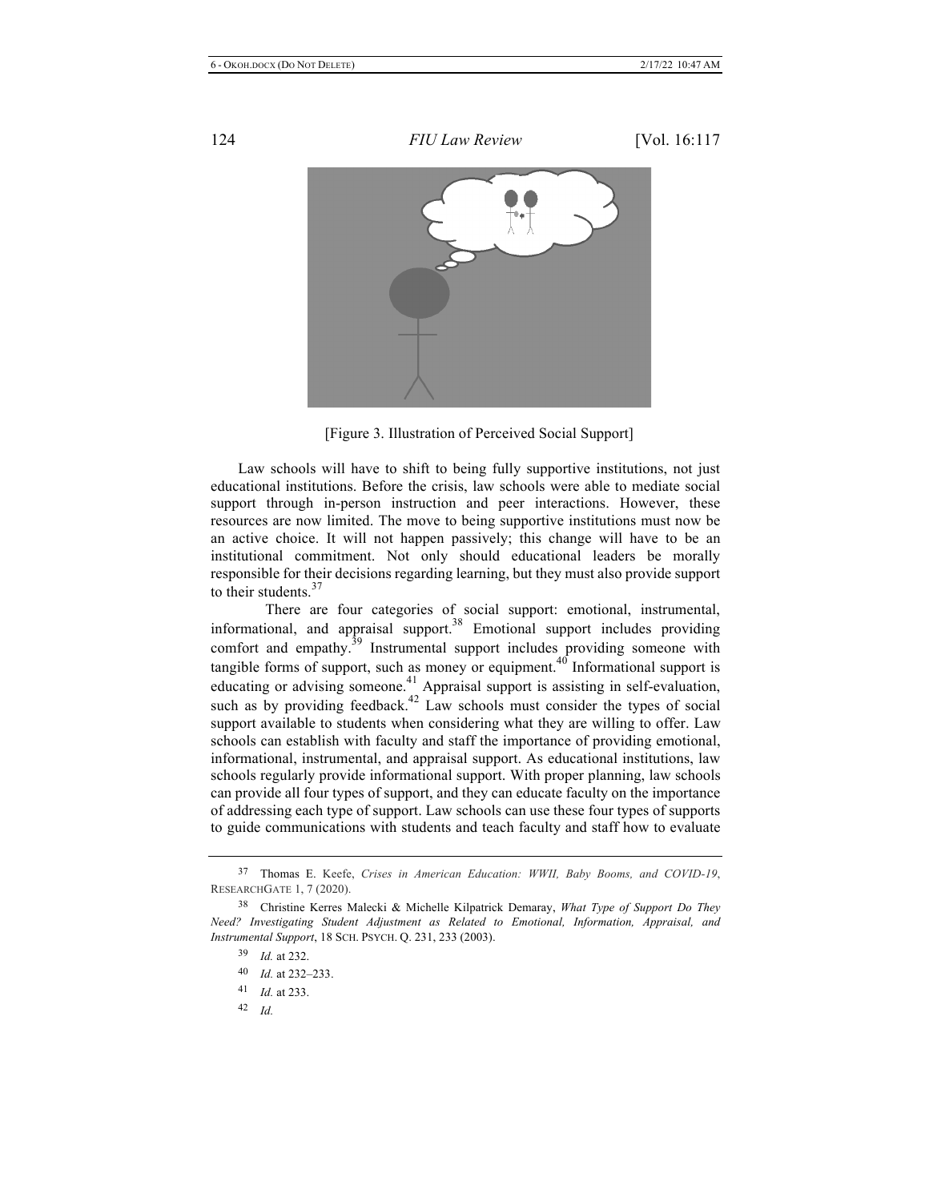[Figure 3. Illustration of Perceived Social Support]

Law schools will have to shift to being fully supportive institutions, not just educational institutions. Before the crisis, law schools were able to mediate social support through in-person instruction and peer interactions. However, these resources are now limited. The move to being supportive institutions must now be an active choice. It will not happen passively; this change will have to be an institutional commitment. Not only should educational leaders be morally responsible for their decisions regarding learning, but they must also provide support to their students.[37]

There are four categories of social support: emotional, instrumental, informational, and appraisal support.[38] Emotional support includes providing comfort and empathy.[39] Instrumental support includes providing someone with tangible forms of support, such as money or equipment.[40] Informational support is educating or advising someone.[41] Appraisal support is assisting in self-evaluation, such as by providing feedback.[42] Law schools must consider the types of social support available to students when considering what they are willing to offer. Law schools can establish with faculty and staff the importance of providing emotional, informational, instrumental, and appraisal support. As educational institutions, law schools regularly provide informational support. With proper planning, law schools can provide all four types of support, and they can educate faculty on the importance of addressing each type of support. Law schools can use these four types of supports to guide communications with students and teach faculty and staff how to evaluate

---

[37] Thomas E. Keefe, *Crises in American Education: WWII, Baby Booms, and COVID-19*, RESEARCHGATE 1, 7 (2020).

[38] Christine Kerres Malecki & Michelle Kilpatrick Demaray, *What Type of Support Do They Need? Investigating Student Adjustment as Related to Emotional, Information, Appraisal, and Instrumental Support*, 18 SCH. PSYCH. Q. 231, 233 (2003).

[39] *Id.* at 232.

[40] *Id.* at 232–233.

[41] *Id.* at 233.

[42] *Id.*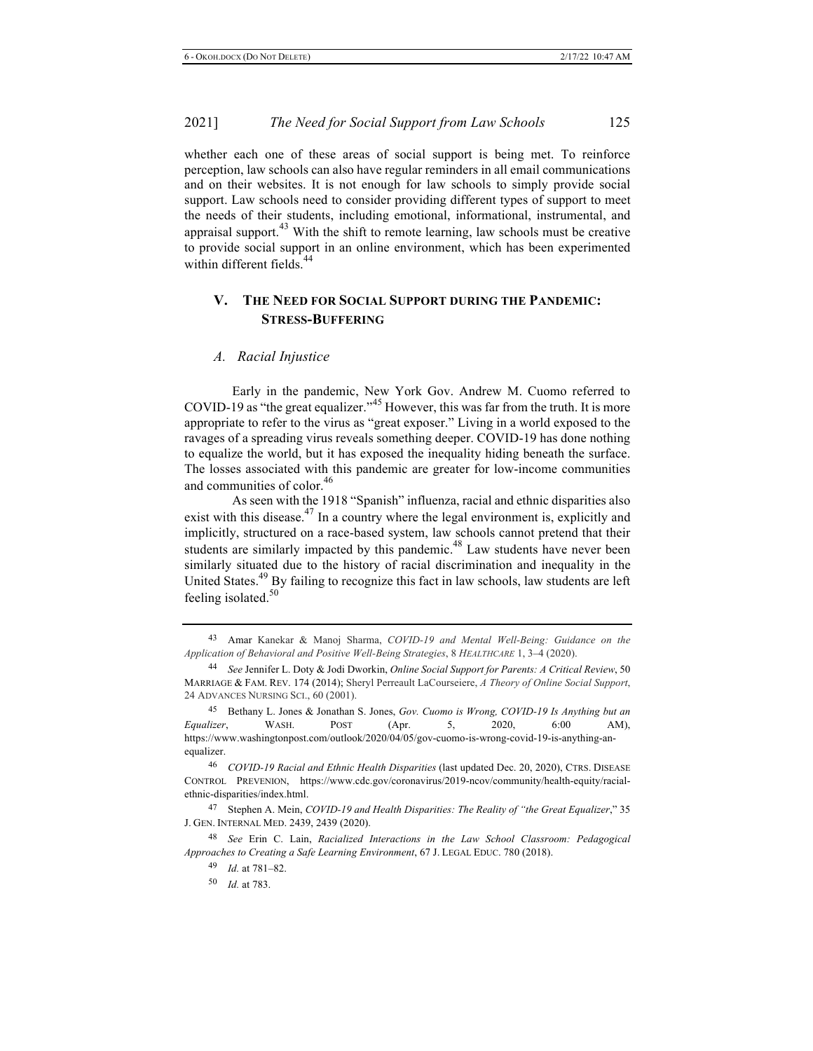whether each one of these areas of social support is being met. To reinforce perception, law schools can also have regular reminders in all email communications and on their websites. It is not enough for law schools to simply provide social support. Law schools need to consider providing different types of support to meet the needs of their students, including emotional, informational, instrumental, and appraisal support.[43] With the shift to remote learning, law schools must be creative to provide social support in an online environment, which has been experimented within different fields.[44]

## V. THE NEED FOR SOCIAL SUPPORT DURING THE PANDEMIC: STRESS-BUFFERING

### *A. Racial Injustice*

Early in the pandemic, New York Gov. Andrew M. Cuomo referred to COVID-19 as "the great equalizer."[45] However, this was far from the truth. It is more appropriate to refer to the virus as "great exposer." Living in a world exposed to the ravages of a spreading virus reveals something deeper. COVID-19 has done nothing to equalize the world, but it has exposed the inequality hiding beneath the surface. The losses associated with this pandemic are greater for low-income communities and communities of color.[46]

As seen with the 1918 "Spanish" influenza, racial and ethnic disparities also exist with this disease.[47] In a country where the legal environment is, explicitly and implicitly, structured on a race-based system, law schools cannot pretend that their students are similarly impacted by this pandemic.[48] Law students have never been similarly situated due to the history of racial discrimination and inequality in the United States.[49] By failing to recognize this fact in law schools, law students are left feeling isolated.[50]

---

[43] Amar Kanekar & Manoj Sharma, *COVID-19 and Mental Well-Being: Guidance on the Application of Behavioral and Positive Well-Being Strategies*, 8 HEALTHCARE 1, 3–4 (2020).

[44] *See* Jennifer L. Doty & Jodi Dworkin, *Online Social Support for Parents: A Critical Review*, 50 MARRIAGE & FAM. REV. 174 (2014); Sheryl Perreault LaCourseiere, *A Theory of Online Social Support*, 24 ADVANCES NURSING SCI., 60 (2001).

[45] Bethany L. Jones & Jonathan S. Jones, *Gov. Cuomo is Wrong, COVID-19 Is Anything but an Equalizer*, WASH. POST (Apr. 5, 2020, 6:00 AM), https://www.washingtonpost.com/outlook/2020/04/05/gov-cuomo-is-wrong-covid-19-is-anything-an-equalizer.

[46] *COVID-19 Racial and Ethnic Health Disparities* (last updated Dec. 20, 2020), CTRS. DISEASE CONTROL PREVENION, https://www.cdc.gov/coronavirus/2019-ncov/community/health-equity/racial-ethnic-disparities/index.html.

[47] Stephen A. Mein, *COVID-19 and Health Disparities: The Reality of "the Great Equalizer*," 35 J. GEN. INTERNAL MED. 2439, 2439 (2020).

[48] *See* Erin C. Lain, *Racialized Interactions in the Law School Classroom: Pedagogical Approaches to Creating a Safe Learning Environment*, 67 J. LEGAL EDUC. 780 (2018).

[49] *Id.* at 781–82.

[50] *Id.* at 783.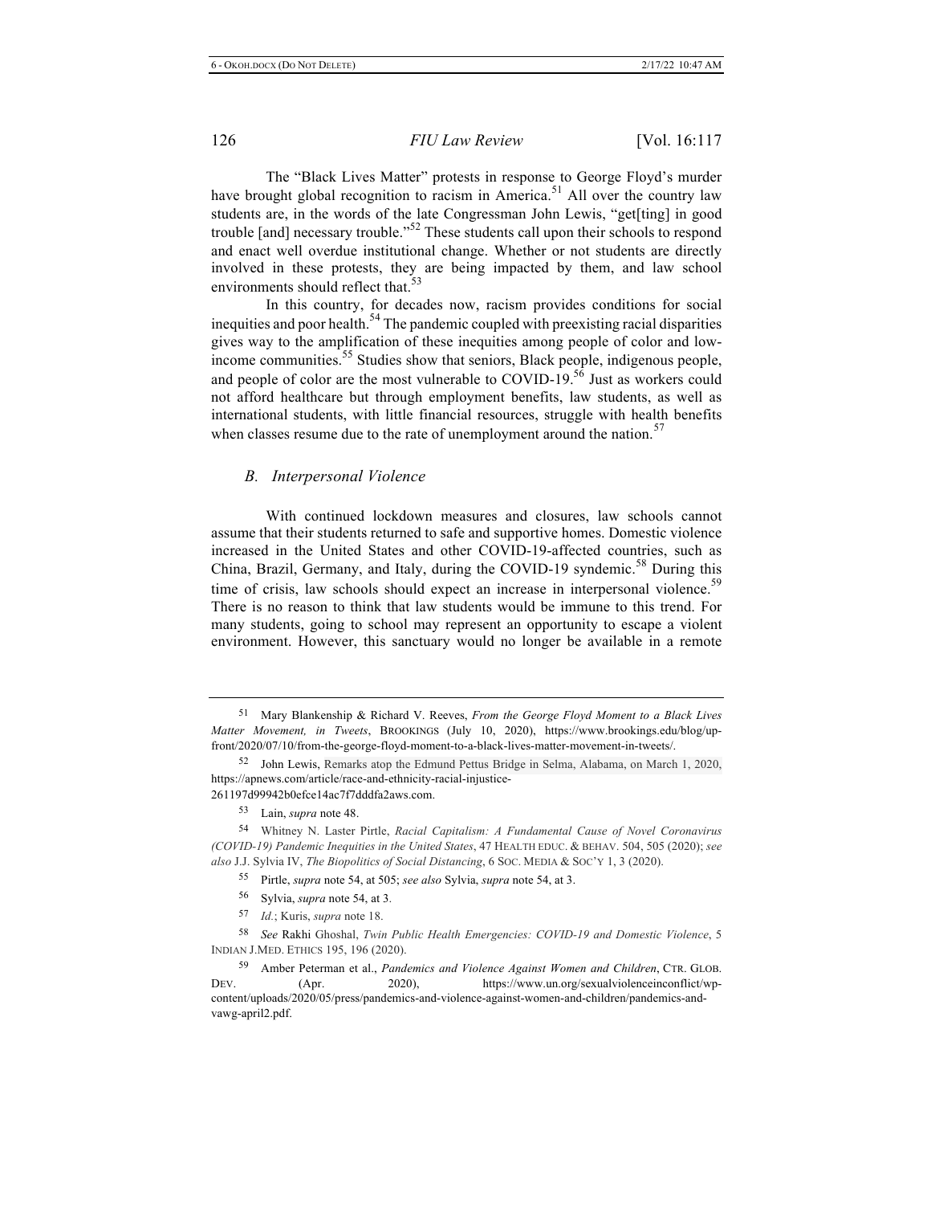The "Black Lives Matter" protests in response to George Floyd's murder have brought global recognition to racism in America.[51] All over the country law students are, in the words of the late Congressman John Lewis, "get[ting] in good trouble [and] necessary trouble."[52] These students call upon their schools to respond and enact well overdue institutional change. Whether or not students are directly involved in these protests, they are being impacted by them, and law school environments should reflect that.[53]

In this country, for decades now, racism provides conditions for social inequities and poor health.[54] The pandemic coupled with preexisting racial disparities gives way to the amplification of these inequities among people of color and low-income communities.[55] Studies show that seniors, Black people, indigenous people, and people of color are the most vulnerable to COVID-19.[56] Just as workers could not afford healthcare but through employment benefits, law students, as well as international students, with little financial resources, struggle with health benefits when classes resume due to the rate of unemployment around the nation.[57]

### *B. Interpersonal Violence*

With continued lockdown measures and closures, law schools cannot assume that their students returned to safe and supportive homes. Domestic violence increased in the United States and other COVID-19-affected countries, such as China, Brazil, Germany, and Italy, during the COVID-19 syndemic.[58] During this time of crisis, law schools should expect an increase in interpersonal violence.[59] There is no reason to think that law students would be immune to this trend. For many students, going to school may represent an opportunity to escape a violent environment. However, this sanctuary would no longer be available in a remote

---

51 Mary Blankenship & Richard V. Reeves, *From the George Floyd Moment to a Black Lives Matter Movement, in Tweets*, BROOKINGS (July 10, 2020), https://www.brookings.edu/blog/up-front/2020/07/10/from-the-george-floyd-moment-to-a-black-lives-matter-movement-in-tweets/.

52 John Lewis, Remarks atop the Edmund Pettus Bridge in Selma, Alabama, on March 1, 2020, https://apnews.com/article/race-and-ethnicity-racial-injustice-261197d99942b0efce14ac7f7dddfa2aws.com.

53 Lain, *supra* note 48.

54 Whitney N. Laster Pirtle, *Racial Capitalism: A Fundamental Cause of Novel Coronavirus (COVID-19) Pandemic Inequities in the United States*, 47 HEALTH EDUC. & BEHAV. 504, 505 (2020); *see also* J.J. Sylvia IV, *The Biopolitics of Social Distancing*, 6 SOC. MEDIA & SOC'Y 1, 3 (2020).

55 Pirtle, *supra* note 54, at 505; *see also* Sylvia, *supra* note 54, at 3.

56 Sylvia, *supra* note 54, at 3.

57 *Id.*; Kuris, *supra* note 18.

58 *See* Rakhi Ghoshal, *Twin Public Health Emergencies: COVID-19 and Domestic Violence*, 5 INDIAN J.MED. ETHICS 195, 196 (2020).

59 Amber Peterman et al., *Pandemics and Violence Against Women and Children*, CTR. GLOB. DEV. (Apr. 2020), https://www.un.org/sexualviolenceinconflict/wp-content/uploads/2020/05/press/pandemics-and-violence-against-women-and-children/pandemics-and-vawg-april2.pdf.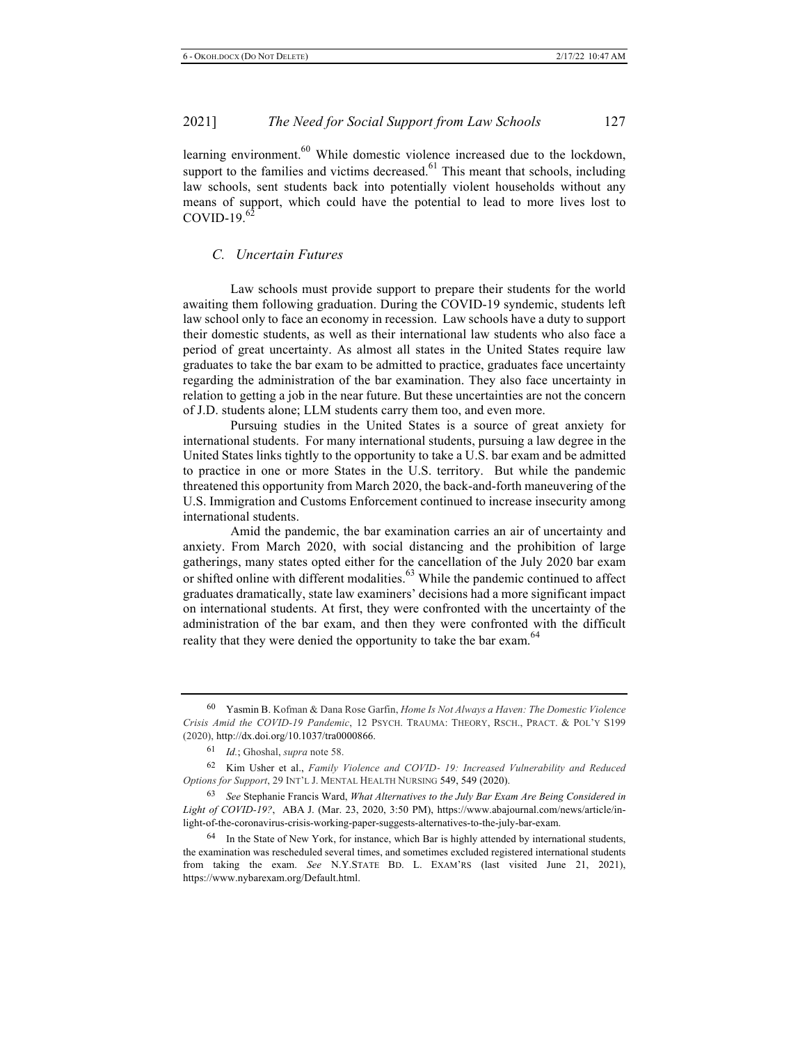learning environment.[60] While domestic violence increased due to the lockdown, support to the families and victims decreased.[61] This meant that schools, including law schools, sent students back into potentially violent households without any means of support, which could have the potential to lead to more lives lost to COVID-19.[62]

### *C. Uncertain Futures*

Law schools must provide support to prepare their students for the world awaiting them following graduation. During the COVID-19 syndemic, students left law school only to face an economy in recession. Law schools have a duty to support their domestic students, as well as their international law students who also face a period of great uncertainty. As almost all states in the United States require law graduates to take the bar exam to be admitted to practice, graduates face uncertainty regarding the administration of the bar examination. They also face uncertainty in relation to getting a job in the near future. But these uncertainties are not the concern of J.D. students alone; LLM students carry them too, and even more.

Pursuing studies in the United States is a source of great anxiety for international students. For many international students, pursuing a law degree in the United States links tightly to the opportunity to take a U.S. bar exam and be admitted to practice in one or more States in the U.S. territory. But while the pandemic threatened this opportunity from March 2020, the back-and-forth maneuvering of the U.S. Immigration and Customs Enforcement continued to increase insecurity among international students.

Amid the pandemic, the bar examination carries an air of uncertainty and anxiety. From March 2020, with social distancing and the prohibition of large gatherings, many states opted either for the cancellation of the July 2020 bar exam or shifted online with different modalities.[63] While the pandemic continued to affect graduates dramatically, state law examiners' decisions had a more significant impact on international students. At first, they were confronted with the uncertainty of the administration of the bar exam, and then they were confronted with the difficult reality that they were denied the opportunity to take the bar exam.[64]

---

[60] Yasmin B. Kofman & Dana Rose Garfin, *Home Is Not Always a Haven: The Domestic Violence Crisis Amid the COVID-19 Pandemic*, 12 PSYCH. TRAUMA: THEORY, RSCH., PRACT. & POL'Y S199 (2020), http://dx.doi.org/10.1037/tra0000866.

[61] *Id.*; Ghoshal, *supra* note 58.

[62] Kim Usher et al., *Family Violence and COVID- 19: Increased Vulnerability and Reduced Options for Support*, 29 INT'L J. MENTAL HEALTH NURSING 549, 549 (2020).

[63] *See* Stephanie Francis Ward, *What Alternatives to the July Bar Exam Are Being Considered in Light of COVID-19?*, ABA J. (Mar. 23, 2020, 3:50 PM), https://www.abajournal.com/news/article/in-light-of-the-coronavirus-crisis-working-paper-suggests-alternatives-to-the-july-bar-exam.

[64] In the State of New York, for instance, which Bar is highly attended by international students, the examination was rescheduled several times, and sometimes excluded registered international students from taking the exam. *See* N.Y.STATE BD. L. EXAM'RS (last visited June 21, 2021), https://www.nybarexam.org/Default.html.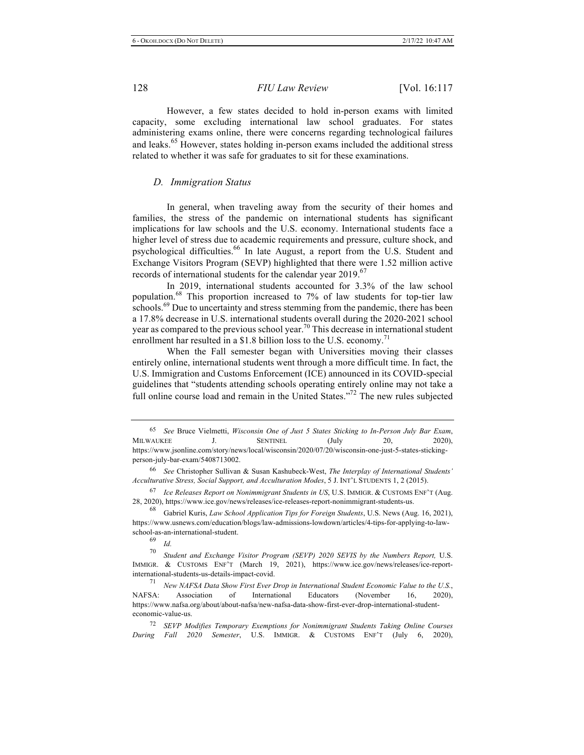However, a few states decided to hold in-person exams with limited capacity, some excluding international law school graduates. For states administering exams online, there were concerns regarding technological failures and leaks.[65] However, states holding in-person exams included the additional stress related to whether it was safe for graduates to sit for these examinations.

### *D. Immigration Status*

In general, when traveling away from the security of their homes and families, the stress of the pandemic on international students has significant implications for law schools and the U.S. economy. International students face a higher level of stress due to academic requirements and pressure, culture shock, and psychological difficulties.[66] In late August, a report from the U.S. Student and Exchange Visitors Program (SEVP) highlighted that there were 1.52 million active records of international students for the calendar year 2019.[67]

In 2019, international students accounted for 3.3% of the law school population.[68] This proportion increased to 7% of law students for top-tier law schools.[69] Due to uncertainty and stress stemming from the pandemic, there has been a 17.8% decrease in U.S. international students overall during the 2020-2021 school year as compared to the previous school year.[70] This decrease in international student enrollment har resulted in a $1.8 billion loss to the U.S. economy.[71]

When the Fall semester began with Universities moving their classes entirely online, international students went through a more difficult time. In fact, the U.S. Immigration and Customs Enforcement (ICE) announced in its COVID-special guidelines that "students attending schools operating entirely online may not take a full online course load and remain in the United States."[72] The new rules subjected

---

[65] *See* Bruce Vielmetti, *Wisconsin One of Just 5 States Sticking to In-Person July Bar Exam*, MILWAUKEE J. SENTINEL (July 20, 2020), https://www.jsonline.com/story/news/local/wisconsin/2020/07/20/wisconsin-one-just-5-states-sticking-person-july-bar-exam/5408713002.

[66] *See* Christopher Sullivan & Susan Kashubeck-West, *The Interplay of International Students' Acculturative Stress, Social Support, and Acculturation Modes*, 5 J. INT'L STUDENTS 1, 2 (2015).

[67] *Ice Releases Report on Nonimmigrant Students in US*, U.S. IMMIGR. & CUSTOMS ENF'T (Aug. 28, 2020), https://www.ice.gov/news/releases/ice-releases-report-nonimmigrant-students-us.

[68] Gabriel Kuris, *Law School Application Tips for Foreign Students*, U.S. News (Aug. 16, 2021), https://www.usnews.com/education/blogs/law-admissions-lowdown/articles/4-tips-for-applying-to-law-school-as-an-international-student.

[69] *Id.*

[70] *Student and Exchange Visitor Program (SEVP) 2020 SEVIS by the Numbers Report,* U.S. IMMIGR. & CUSTOMS ENF'T (March 19, 2021), https://www.ice.gov/news/releases/ice-report-international-students-us-details-impact-covid.

[71] *New NAFSA Data Show First Ever Drop in International Student Economic Value to the U.S.*, NAFSA: Association of International Educators (November 16, 2020), https://www.nafsa.org/about/about-nafsa/new-nafsa-data-show-first-ever-drop-international-student-economic-value-us.

[72] *SEVP Modifies Temporary Exemptions for Nonimmigrant Students Taking Online Courses During Fall 2020 Semester*, U.S. IMMIGR. & CUSTOMS ENF'T (July 6, 2020),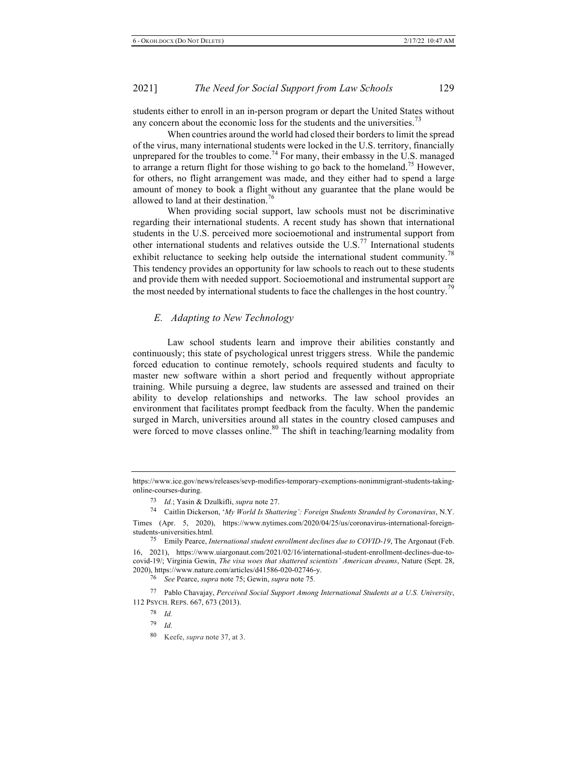students either to enroll in an in-person program or depart the United States without any concern about the economic loss for the students and the universities.[73]

When countries around the world had closed their borders to limit the spread of the virus, many international students were locked in the U.S. territory, financially unprepared for the troubles to come.[74] For many, their embassy in the U.S. managed to arrange a return flight for those wishing to go back to the homeland.[75] However, for others, no flight arrangement was made, and they either had to spend a large amount of money to book a flight without any guarantee that the plane would be allowed to land at their destination.[76]

When providing social support, law schools must not be discriminative regarding their international students. A recent study has shown that international students in the U.S. perceived more socioemotional and instrumental support from other international students and relatives outside the U.S.[77] International students exhibit reluctance to seeking help outside the international student community.[78] This tendency provides an opportunity for law schools to reach out to these students and provide them with needed support. Socioemotional and instrumental support are the most needed by international students to face the challenges in the host country.[79]

### *E. Adapting to New Technology*

Law school students learn and improve their abilities constantly and continuously; this state of psychological unrest triggers stress. While the pandemic forced education to continue remotely, schools required students and faculty to master new software within a short period and frequently without appropriate training. While pursuing a degree, law students are assessed and trained on their ability to develop relationships and networks. The law school provides an environment that facilitates prompt feedback from the faculty. When the pandemic surged in March, universities around all states in the country closed campuses and were forced to move classes online.[80] The shift in teaching/learning modality from

---

https://www.ice.gov/news/releases/sevp-modifies-temporary-exemptions-nonimmigrant-students-taking-online-courses-during.

[73] *Id.*; Yasin & Dzulkifli, *supra* note 27.

[74] Caitlin Dickerson, '*My World Is Shattering': Foreign Students Stranded by Coronavirus*, N.Y. Times (Apr. 5, 2020), https://www.nytimes.com/2020/04/25/us/coronavirus-international-foreign-students-universities.html.

[75] Emily Pearce, *International student enrollment declines due to COVID-19*, The Argonaut (Feb. 16, 2021), https://www.uiargonaut.com/2021/02/16/international-student-enrollment-declines-due-to-covid-19/; Virginia Gewin, *The visa woes that shattered scientists' American dreams*, Nature (Sept. 28, 2020), https://www.nature.com/articles/d41586-020-02746-y.

[76] *See* Pearce, *supra* note 75; Gewin, *supra* note 75.

[77] Pablo Chavajay, *Perceived Social Support Among International Students at a U.S. University*, 112 Psych. Reps. 667, 673 (2013).

[78] *Id.*

[79] *Id.*

[80] Keefe, *supra* note 37, at 3.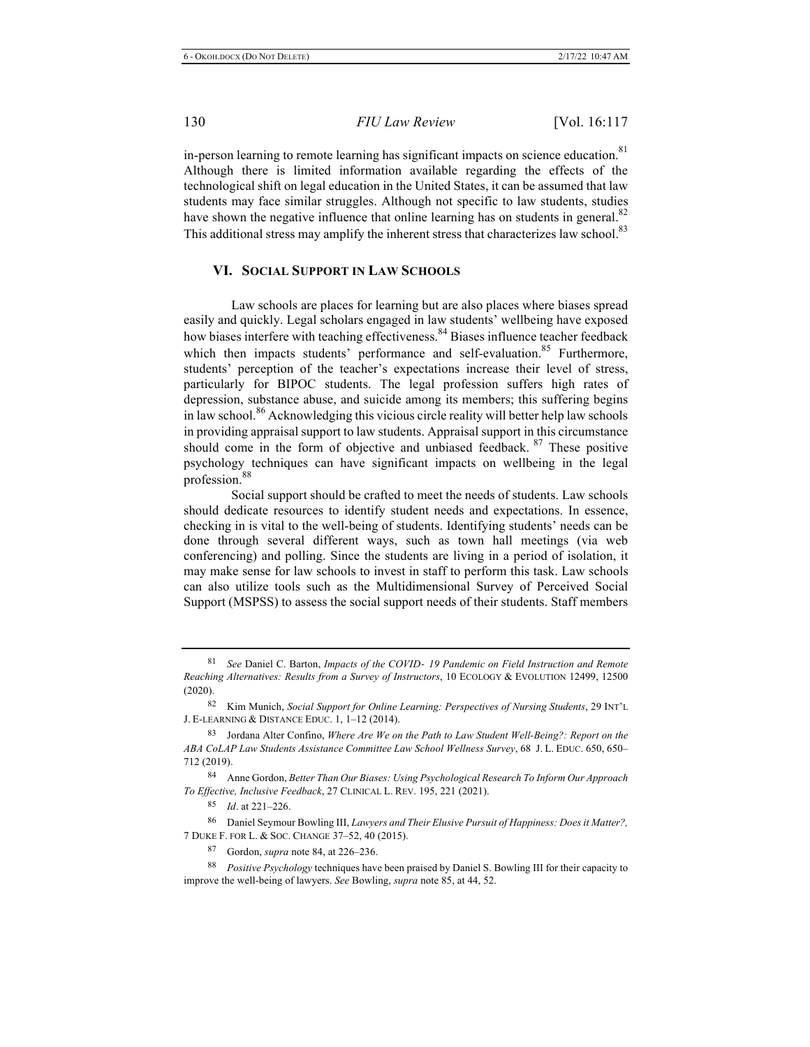in-person learning to remote learning has significant impacts on science education.[81] Although there is limited information available regarding the effects of the technological shift on legal education in the United States, it can be assumed that law students may face similar struggles. Although not specific to law students, studies have shown the negative influence that online learning has on students in general.[82] This additional stress may amplify the inherent stress that characterizes law school.[83]

## VI. Social Support in Law Schools

Law schools are places for learning but are also places where biases spread easily and quickly. Legal scholars engaged in law students' wellbeing have exposed how biases interfere with teaching effectiveness.[84] Biases influence teacher feedback which then impacts students' performance and self-evaluation.[85] Furthermore, students' perception of the teacher's expectations increase their level of stress, particularly for BIPOC students. The legal profession suffers high rates of depression, substance abuse, and suicide among its members; this suffering begins in law school.[86] Acknowledging this vicious circle reality will better help law schools in providing appraisal support to law students. Appraisal support in this circumstance should come in the form of objective and unbiased feedback.[87] These positive psychology techniques can have significant impacts on wellbeing in the legal profession.[88]

Social support should be crafted to meet the needs of students. Law schools should dedicate resources to identify student needs and expectations. In essence, checking in is vital to the well-being of students. Identifying students' needs can be done through several different ways, such as town hall meetings (via web conferencing) and polling. Since the students are living in a period of isolation, it may make sense for law schools to invest in staff to perform this task. Law schools can also utilize tools such as the Multidimensional Survey of Perceived Social Support (MSPSS) to assess the social support needs of their students. Staff members

---

[81] *See* Daniel C. Barton, *Impacts of the COVID- 19 Pandemic on Field Instruction and Remote Reaching Alternatives: Results from a Survey of Instructors*, 10 Ecology & Evolution 12499, 12500 (2020).

[82] Kim Munich, *Social Support for Online Learning: Perspectives of Nursing Students*, 29 Int'l J. E-Learning & Distance Educ. 1, 1–12 (2014).

[83] Jordana Alter Confino, *Where Are We on the Path to Law Student Well-Being?: Report on the ABA CoLAP Law Students Assistance Committee Law School Wellness Survey*, 68 J. L. Educ. 650, 650–712 (2019).

[84] Anne Gordon, *Better Than Our Biases: Using Psychological Research To Inform Our Approach To Effective, Inclusive Feedback*, 27 Clinical L. Rev. 195, 221 (2021).

[85] *Id*. at 221–226.

[86] Daniel Seymour Bowling III, *Lawyers and Their Elusive Pursuit of Happiness: Does it Matter?,* 7 Duke F. for L. & Soc. Change 37–52, 40 (2015).

[87] Gordon, *supra* note 84, at 226–236.

[88] *Positive Psychology* techniques have been praised by Daniel S. Bowling III for their capacity to improve the well-being of lawyers. *See* Bowling, *supra* note 85, at 44, 52.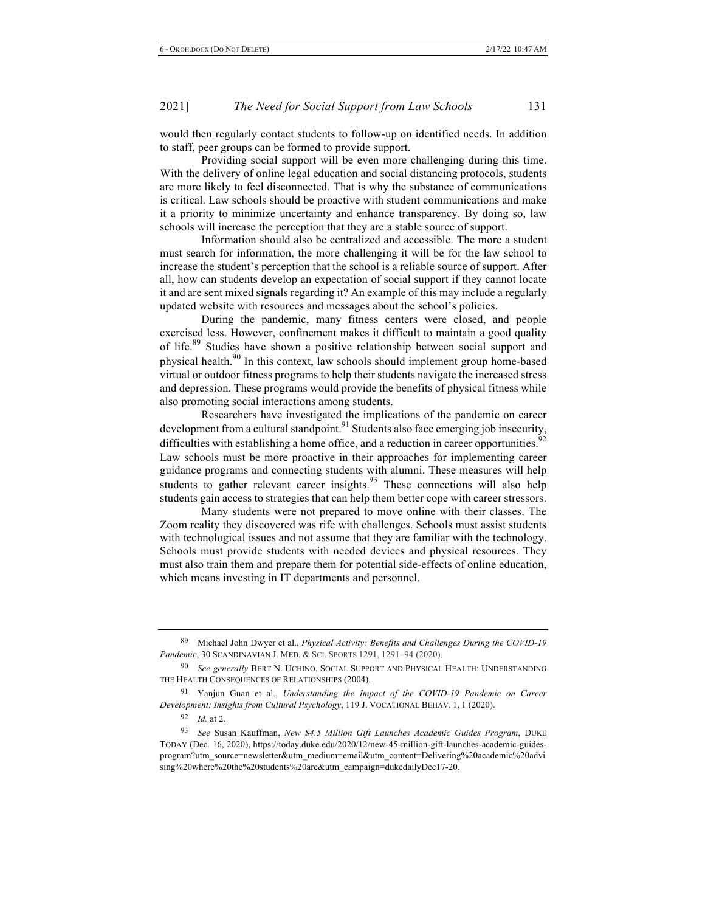would then regularly contact students to follow-up on identified needs. In addition to staff, peer groups can be formed to provide support.

Providing social support will be even more challenging during this time. With the delivery of online legal education and social distancing protocols, students are more likely to feel disconnected. That is why the substance of communications is critical. Law schools should be proactive with student communications and make it a priority to minimize uncertainty and enhance transparency. By doing so, law schools will increase the perception that they are a stable source of support.

Information should also be centralized and accessible. The more a student must search for information, the more challenging it will be for the law school to increase the student's perception that the school is a reliable source of support. After all, how can students develop an expectation of social support if they cannot locate it and are sent mixed signals regarding it? An example of this may include a regularly updated website with resources and messages about the school's policies.

During the pandemic, many fitness centers were closed, and people exercised less. However, confinement makes it difficult to maintain a good quality of life.[89] Studies have shown a positive relationship between social support and physical health.[90] In this context, law schools should implement group home-based virtual or outdoor fitness programs to help their students navigate the increased stress and depression. These programs would provide the benefits of physical fitness while also promoting social interactions among students.

Researchers have investigated the implications of the pandemic on career development from a cultural standpoint.[91] Students also face emerging job insecurity, difficulties with establishing a home office, and a reduction in career opportunities.[92] Law schools must be more proactive in their approaches for implementing career guidance programs and connecting students with alumni. These measures will help students to gather relevant career insights.[93] These connections will also help students gain access to strategies that can help them better cope with career stressors.

Many students were not prepared to move online with their classes. The Zoom reality they discovered was rife with challenges. Schools must assist students with technological issues and not assume that they are familiar with the technology. Schools must provide students with needed devices and physical resources. They must also train them and prepare them for potential side-effects of online education, which means investing in IT departments and personnel.

---

[89] Michael John Dwyer et al., *Physical Activity: Benefits and Challenges During the COVID-19 Pandemic*, 30 SCANDINAVIAN J. MED. & SCI. SPORTS 1291, 1291–94 (2020).

[90] *See generally* BERT N. UCHINO, SOCIAL SUPPORT AND PHYSICAL HEALTH: UNDERSTANDING THE HEALTH CONSEQUENCES OF RELATIONSHIPS (2004).

[91] Yanjun Guan et al., *Understanding the Impact of the COVID-19 Pandemic on Career Development: Insights from Cultural Psychology*, 119 J. VOCATIONAL BEHAV. 1, 1 (2020).

[92] *Id.* at 2.

[93] *See* Susan Kauffman, *New $4.5 Million Gift Launches Academic Guides Program*, DUKE TODAY (Dec. 16, 2020), https://today.duke.edu/2020/12/new-45-million-gift-launches-academic-guides-program?utm_source=newsletter&utm_medium=email&utm_content=Delivering%20academic%20advising%20where%20the%20students%20are&utm_campaign=dukedailyDec17-20.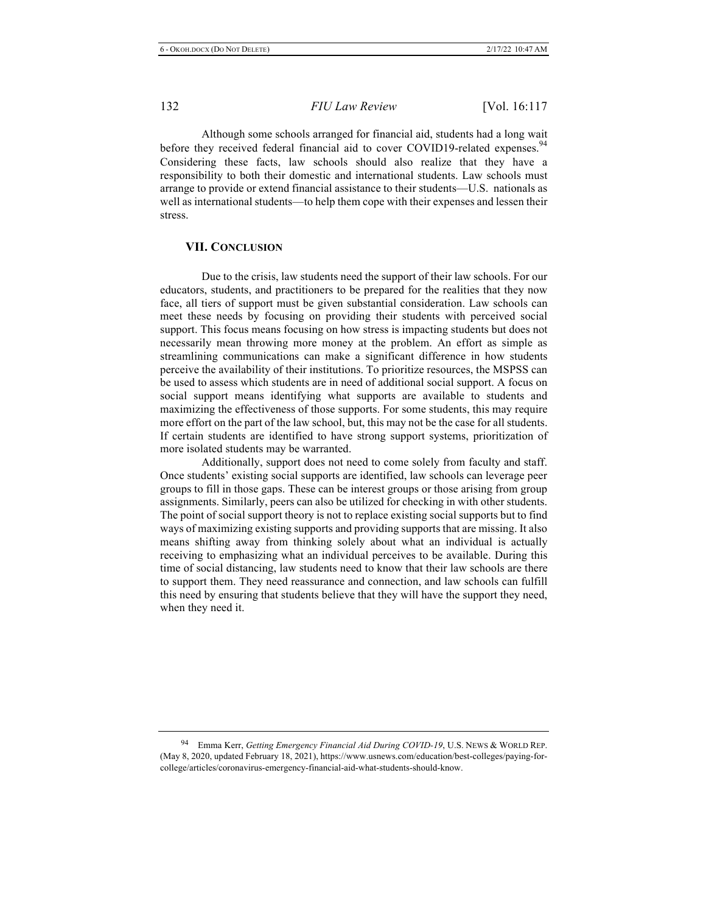Although some schools arranged for financial aid, students had a long wait before they received federal financial aid to cover COVID19-related expenses.[94] Considering these facts, law schools should also realize that they have a responsibility to both their domestic and international students. Law schools must arrange to provide or extend financial assistance to their students—U.S. nationals as well as international students—to help them cope with their expenses and lessen their stress.

## VII. Conclusion

Due to the crisis, law students need the support of their law schools. For our educators, students, and practitioners to be prepared for the realities that they now face, all tiers of support must be given substantial consideration. Law schools can meet these needs by focusing on providing their students with perceived social support. This focus means focusing on how stress is impacting students but does not necessarily mean throwing more money at the problem. An effort as simple as streamlining communications can make a significant difference in how students perceive the availability of their institutions. To prioritize resources, the MSPSS can be used to assess which students are in need of additional social support. A focus on social support means identifying what supports are available to students and maximizing the effectiveness of those supports. For some students, this may require more effort on the part of the law school, but, this may not be the case for all students. If certain students are identified to have strong support systems, prioritization of more isolated students may be warranted.

Additionally, support does not need to come solely from faculty and staff. Once students' existing social supports are identified, law schools can leverage peer groups to fill in those gaps. These can be interest groups or those arising from group assignments. Similarly, peers can also be utilized for checking in with other students. The point of social support theory is not to replace existing social supports but to find ways of maximizing existing supports and providing supports that are missing. It also means shifting away from thinking solely about what an individual is actually receiving to emphasizing what an individual perceives to be available. During this time of social distancing, law students need to know that their law schools are there to support them. They need reassurance and connection, and law schools can fulfill this need by ensuring that students believe that they will have the support they need, when they need it.

---

[94] Emma Kerr, *Getting Emergency Financial Aid During COVID-19*, U.S. NEWS & WORLD REP. (May 8, 2020, updated February 18, 2021), https://www.usnews.com/education/best-colleges/paying-for-college/articles/coronavirus-emergency-financial-aid-what-students-should-know.